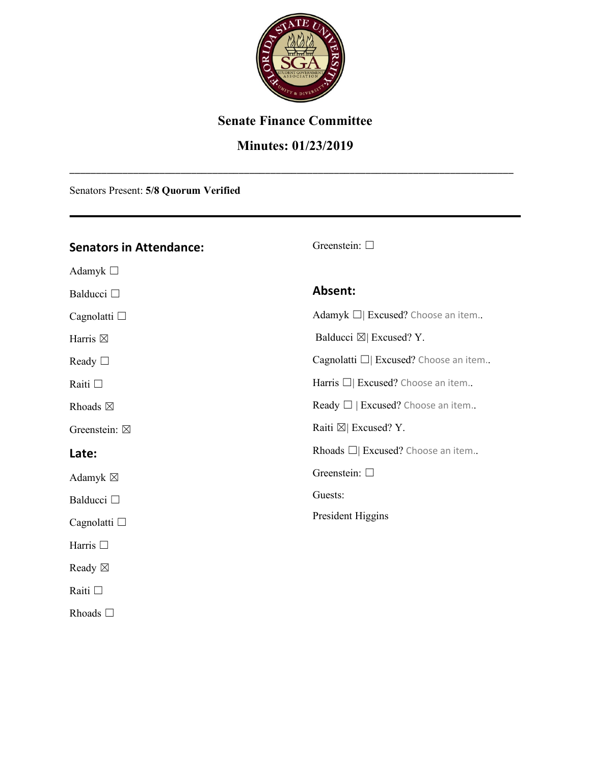# Senate Finance Committee

## Minutes: 01/23/2019

---

Senators Present: **5/8 Quorum Verified**

---

### Senators in Attendance:

Adamyk ☐

Balducci ☐

Cagnolatti ☐

Harris ☒

Ready ☐

Raiti ☐

Rhoads ☒

Greenstein: ☒

### Late:

Adamyk ☒

Balducci ☐

Cagnolatti ☐

Harris ☐

Ready ☒

Raiti ☐

Rhoads ☐

Greenstein: ☐

### Absent:

Adamyk ☐| Excused? Choose an item..

Balducci ☒| Excused? Y.

Cagnolatti ☐| Excused? Choose an item..

Harris ☐| Excused? Choose an item..

Ready ☐ | Excused? Choose an item..

Raiti ☒| Excused? Y.

Rhoads ☐| Excused? Choose an item..

Greenstein: ☐

Guests:

President Higgins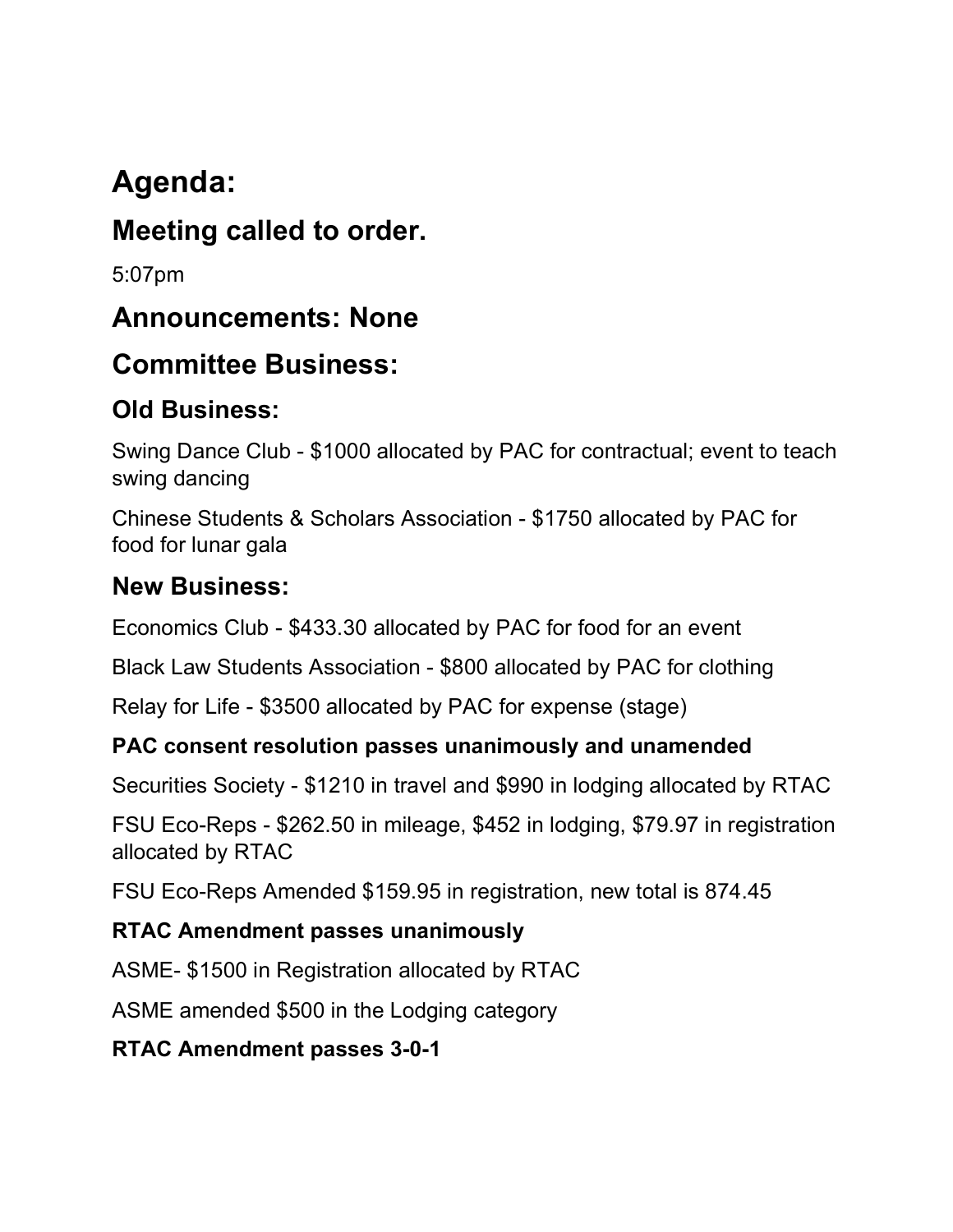# Agenda:

## Meeting called to order.

5:07pm

## Announcements: None

## Committee Business:

### Old Business:

Swing Dance Club - $1000 allocated by PAC for contractual; event to teach swing dancing

Chinese Students & Scholars Association - $1750 allocated by PAC for food for lunar gala

### New Business:

Economics Club - $433.30 allocated by PAC for food for an event

Black Law Students Association - $800 allocated by PAC for clothing

Relay for Life - $3500 allocated by PAC for expense (stage)

**PAC consent resolution passes unanimously and unamended**

Securities Society - $1210 in travel and $990 in lodging allocated by RTAC

FSU Eco-Reps - $262.50 in mileage, $452 in lodging, $79.97 in registration allocated by RTAC

FSU Eco-Reps Amended $159.95 in registration, new total is 874.45

**RTAC Amendment passes unanimously**

ASME- $1500 in Registration allocated by RTAC

ASME amended $500 in the Lodging category

**RTAC Amendment passes 3-0-1**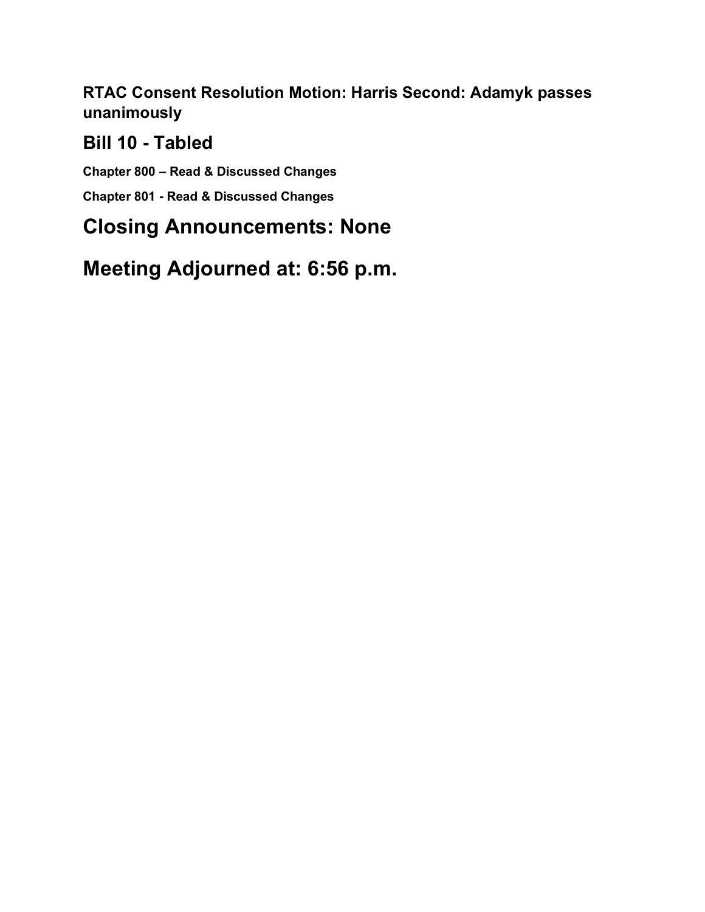### RTAC Consent Resolution Motion: Harris Second: Adamyk passes unanimously

## Bill 10 - Tabled

#### Chapter 800 – Read & Discussed Changes

#### Chapter 801 - Read & Discussed Changes

# Closing Announcements: None

# Meeting Adjourned at: 6:56 p.m.